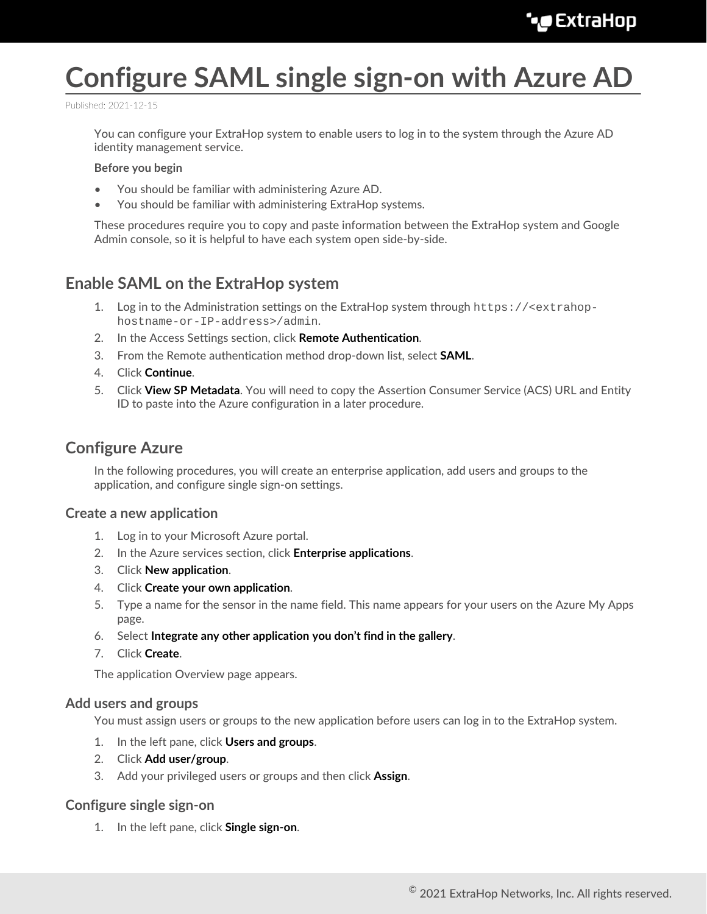# Configure SAML single sign-on with Azure AD

Published: 2021-12-15

You can configure your ExtraHop system to enable users to log in to the system through the Azure AD identity management service.

**Before you begin**

- You should be familiar with administering Azure AD.
- You should be familiar with administering ExtraHop systems.

These procedures require you to copy and paste information between the ExtraHop system and Google Admin console, so it is helpful to have each system open side-by-side.

## Enable SAML on the ExtraHop system

1. Log in to the Administration settings on the ExtraHop system through `https://<extrahop-hostname-or-IP-address>/admin`.
2. In the Access Settings section, click **Remote Authentication**.
3. From the Remote authentication method drop-down list, select **SAML**.
4. Click **Continue**.
5. Click **View SP Metadata**. You will need to copy the Assertion Consumer Service (ACS) URL and Entity ID to paste into the Azure configuration in a later procedure.

## Configure Azure

In the following procedures, you will create an enterprise application, add users and groups to the application, and configure single sign-on settings.

### Create a new application

1. Log in to your Microsoft Azure portal.
2. In the Azure services section, click **Enterprise applications**.
3. Click **New application**.
4. Click **Create your own application**.
5. Type a name for the sensor in the name field. This name appears for your users on the Azure My Apps page.
6. Select **Integrate any other application you don't find in the gallery**.
7. Click **Create**.

The application Overview page appears.

### Add users and groups

You must assign users or groups to the new application before users can log in to the ExtraHop system.

1. In the left pane, click **Users and groups**.
2. Click **Add user/group**.
3. Add your privileged users or groups and then click **Assign**.

### Configure single sign-on

1. In the left pane, click **Single sign-on**.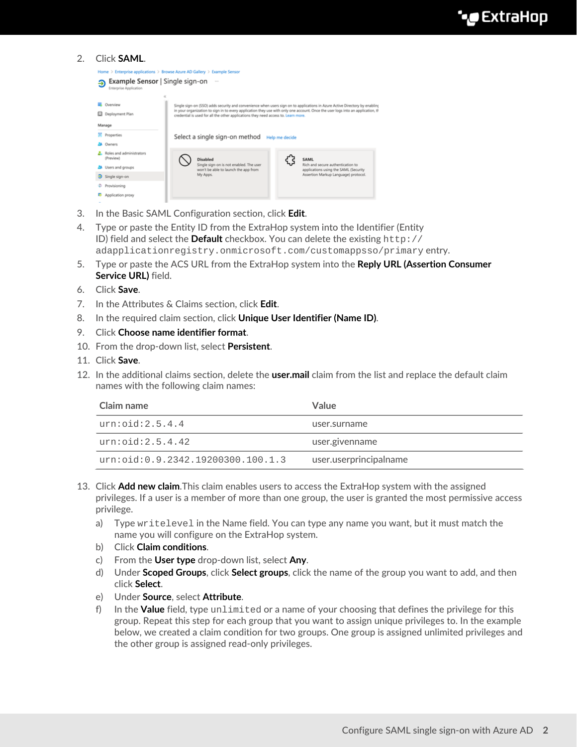2. Click **SAML**.
3. In the Basic SAML Configuration section, click **Edit**.
4. Type or paste the Entity ID from the ExtraHop system into the Identifier (Entity ID) field and select the **Default** checkbox. You can delete the existing `http://adapplicationregistry.onmicrosoft.com/customappsso/primary` entry.
5. Type or paste the ACS URL from the ExtraHop system into the **Reply URL (Assertion Consumer Service URL)** field.
6. Click **Save**.
7. In the Attributes & Claims section, click **Edit**.
8. In the required claim section, click **Unique User Identifier (Name ID)**.
9. Click **Choose name identifier format**.
10. From the drop-down list, select **Persistent**.
11. Click **Save**.
12. In the additional claims section, delete the **user.mail** claim from the list and replace the default claim names with the following claim names:

| Claim name | Value |
|---|---|
| `urn:oid:2.5.4.4` | user.surname |
| `urn:oid:2.5.4.42` | user.givenname |
| `urn:oid:0.9.2342.19200300.100.1.3` | user.userprincipalname |

13. Click **Add new claim**.This claim enables users to access the ExtraHop system with the assigned privileges. If a user is a member of more than one group, the user is granted the most permissive access privilege.
    a) Type `writelevel` in the Name field. You can type any name you want, but it must match the name you will configure on the ExtraHop system.
    b) Click **Claim conditions**.
    c) From the **User type** drop-down list, select **Any**.
    d) Under **Scoped Groups**, click **Select groups**, click the name of the group you want to add, and then click **Select**.
    e) Under **Source**, select **Attribute**.
    f) In the **Value** field, type `unlimited` or a name of your choosing that defines the privilege for this group. Repeat this step for each group that you want to assign unique privileges to. In the example below, we created a claim condition for two groups. One group is assigned unlimited privileges and the other group is assigned read-only privileges.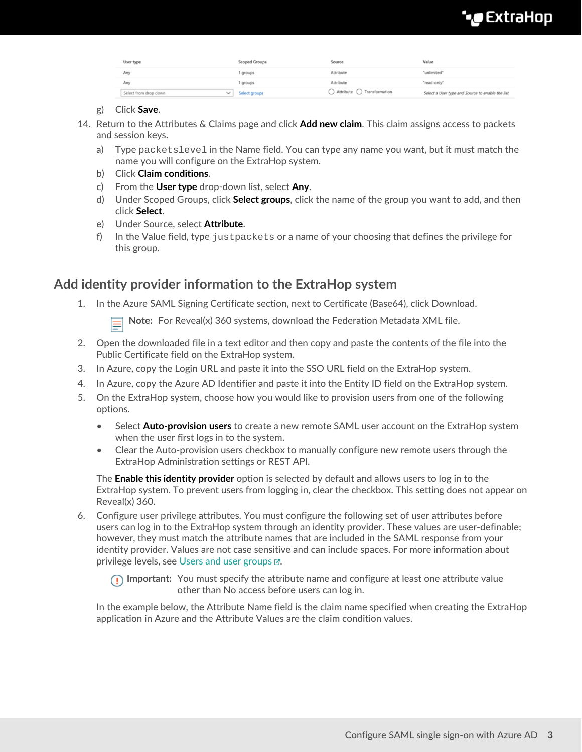| User type | Scoped Groups | Source | Value |
| --- | --- | --- | --- |
| Any | 1 groups | Attribute | "unlimited" |
| Any | 1 groups | Attribute | "read-only" |
| Select from drop down | Select groups | Attribute Transformation | Select a User type and Source to enable the list |

g) Click **Save**.

14. Return to the Attributes & Claims page and click **Add new claim**. This claim assigns access to packets and session keys.
    a) Type `packetslevel` in the Name field. You can type any name you want, but it must match the name you will configure on the ExtraHop system.
    b) Click **Claim conditions**.
    c) From the **User type** drop-down list, select **Any**.
    d) Under Scoped Groups, click **Select groups**, click the name of the group you want to add, and then click **Select**.
    e) Under Source, select **Attribute**.
    f) In the Value field, type `justpackets` or a name of your choosing that defines the privilege for this group.

## Add identity provider information to the ExtraHop system

1. In the Azure SAML Signing Certificate section, next to Certificate (Base64), click Download.

   **Note:** For Reveal(x) 360 systems, download the Federation Metadata XML file.

2. Open the downloaded file in a text editor and then copy and paste the contents of the file into the Public Certificate field on the ExtraHop system.
3. In Azure, copy the Login URL and paste it into the SSO URL field on the ExtraHop system.
4. In Azure, copy the Azure AD Identifier and paste it into the Entity ID field on the ExtraHop system.
5. On the ExtraHop system, choose how you would like to provision users from one of the following options.
   - Select **Auto-provision users** to create a new remote SAML user account on the ExtraHop system when the user first logs in to the system.
   - Clear the Auto-provision users checkbox to manually configure new remote users through the ExtraHop Administration settings or REST API.

   The **Enable this identity provider** option is selected by default and allows users to log in to the ExtraHop system. To prevent users from logging in, clear the checkbox. This setting does not appear on Reveal(x) 360.

6. Configure user privilege attributes. You must configure the following set of user attributes before users can log in to the ExtraHop system through an identity provider. These values are user-definable; however, they must match the attribute names that are included in the SAML response from your identity provider. Values are not case sensitive and can include spaces. For more information about privilege levels, see Users and user groups.

   **Important:** You must specify the attribute name and configure at least one attribute value other than No access before users can log in.

   In the example below, the Attribute Name field is the claim name specified when creating the ExtraHop application in Azure and the Attribute Values are the claim condition values.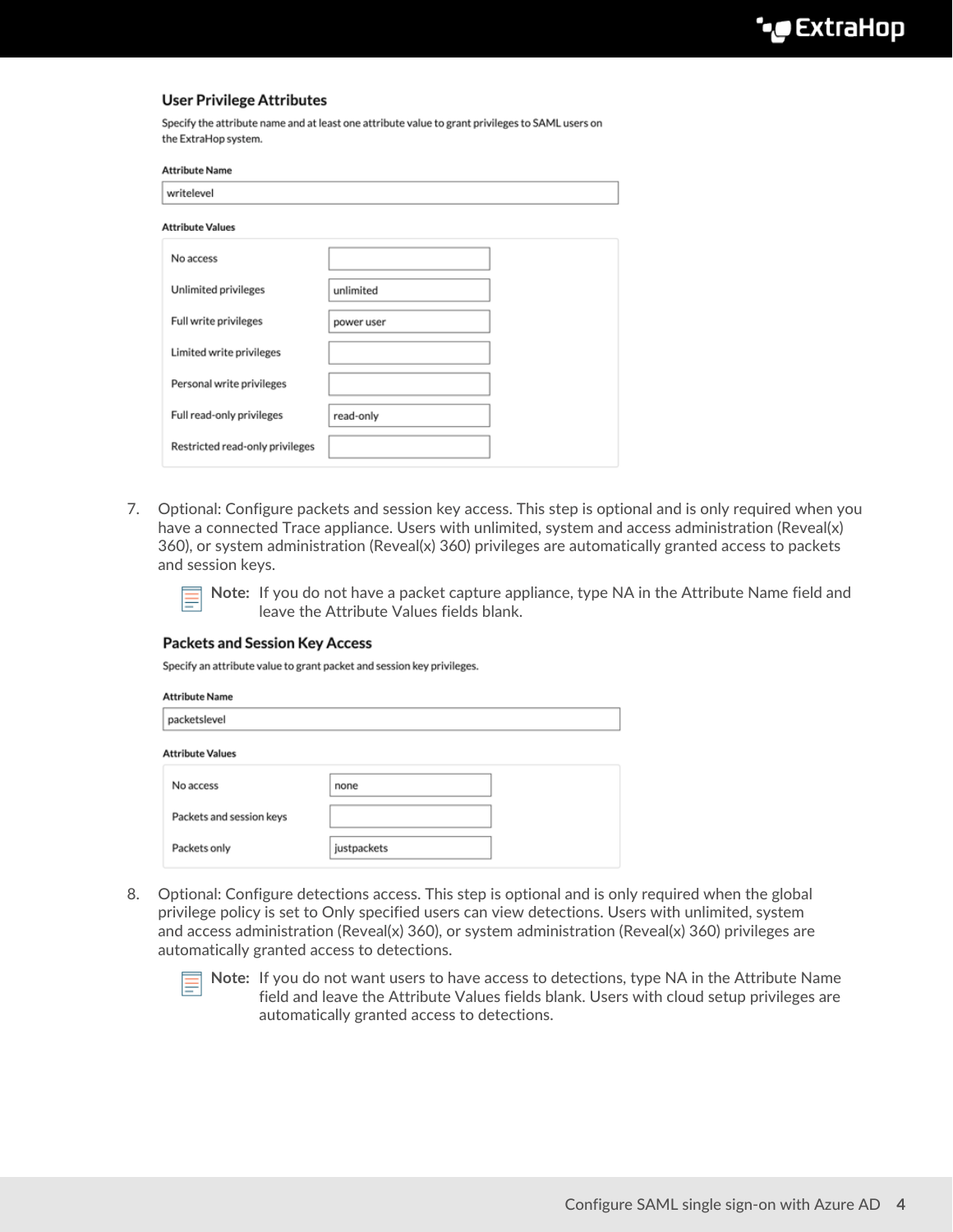**User Privilege Attributes**

Specify the attribute name and at least one attribute value to grant privileges to SAML users on the ExtraHop system.

**Attribute Name**

writelevel

**Attribute Values**

| Privilege | Value |
| --- | --- |
| No access | |
| Unlimited privileges | unlimited |
| Full write privileges | power user |
| Limited write privileges | |
| Personal write privileges | |
| Full read-only privileges | read-only |
| Restricted read-only privileges | |

7. Optional: Configure packets and session key access. This step is optional and is only required when you have a connected Trace appliance. Users with unlimited, system and access administration (Reveal(x) 360), or system administration (Reveal(x) 360) privileges are automatically granted access to packets and session keys.

   > **Note:** If you do not have a packet capture appliance, type NA in the Attribute Name field and leave the Attribute Values fields blank.

   **Packets and Session Key Access**

   Specify an attribute value to grant packet and session key privileges.

   **Attribute Name**

   packetslevel

   **Attribute Values**

   | Privilege | Value |
   | --- | --- |
   | No access | none |
   | Packets and session keys | |
   | Packets only | justpackets |

8. Optional: Configure detections access. This step is optional and is only required when the global privilege policy is set to Only specified users can view detections. Users with unlimited, system and access administration (Reveal(x) 360), or system administration (Reveal(x) 360) privileges are automatically granted access to detections.

   > **Note:** If you do not want users to have access to detections, type NA in the Attribute Name field and leave the Attribute Values fields blank. Users with cloud setup privileges are automatically granted access to detections.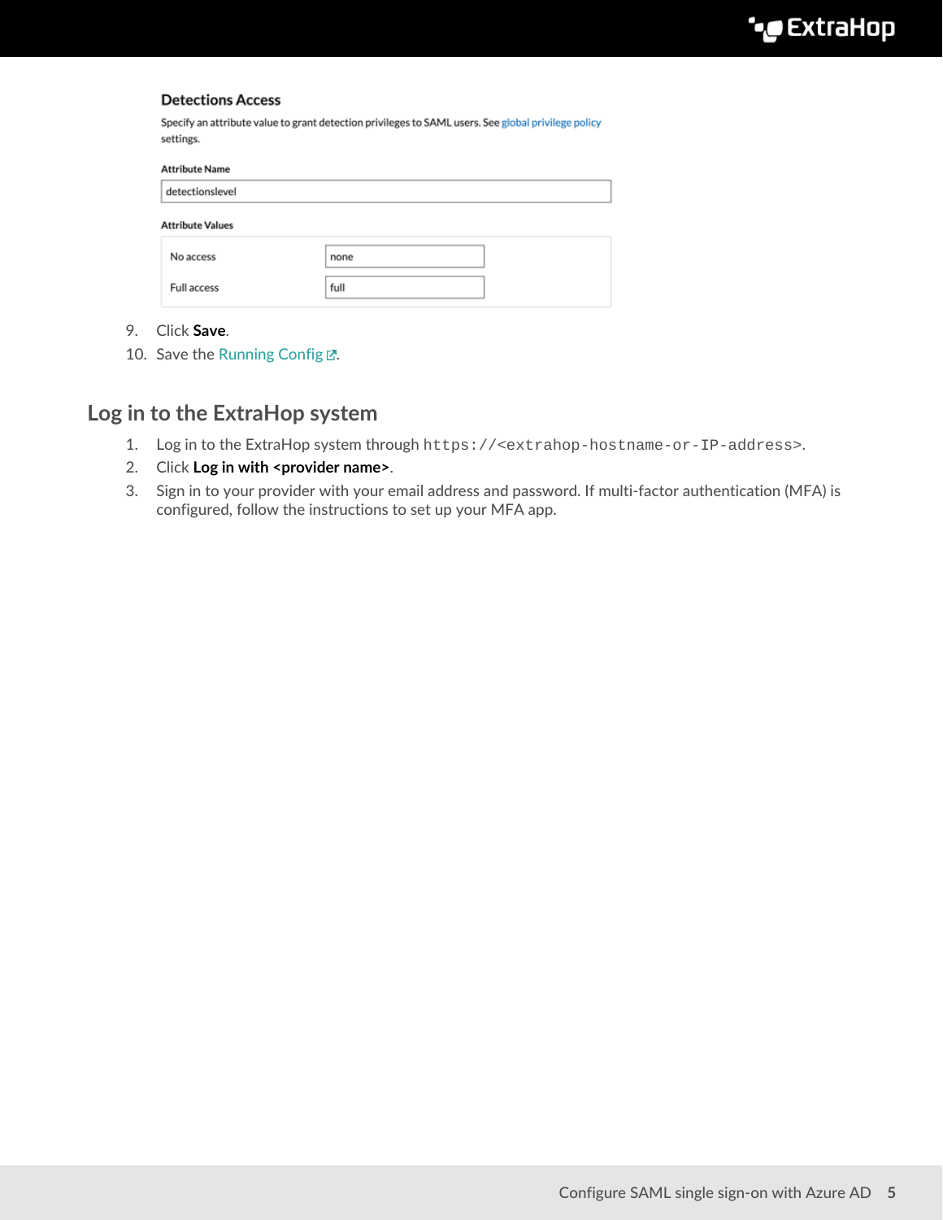**Detections Access**

Specify an attribute value to grant detection privileges to SAML users. See global privilege policy settings.

Attribute Name

detectionslevel

Attribute Values

| | |
|---|---|
| No access | none |
| Full access | full |

9. Click **Save**.
10. Save the Running Config.

## Log in to the ExtraHop system

1. Log in to the ExtraHop system through `https://<extrahop-hostname-or-IP-address>`.
2. Click **Log in with <provider name>**.
3. Sign in to your provider with your email address and password. If multi-factor authentication (MFA) is configured, follow the instructions to set up your MFA app.